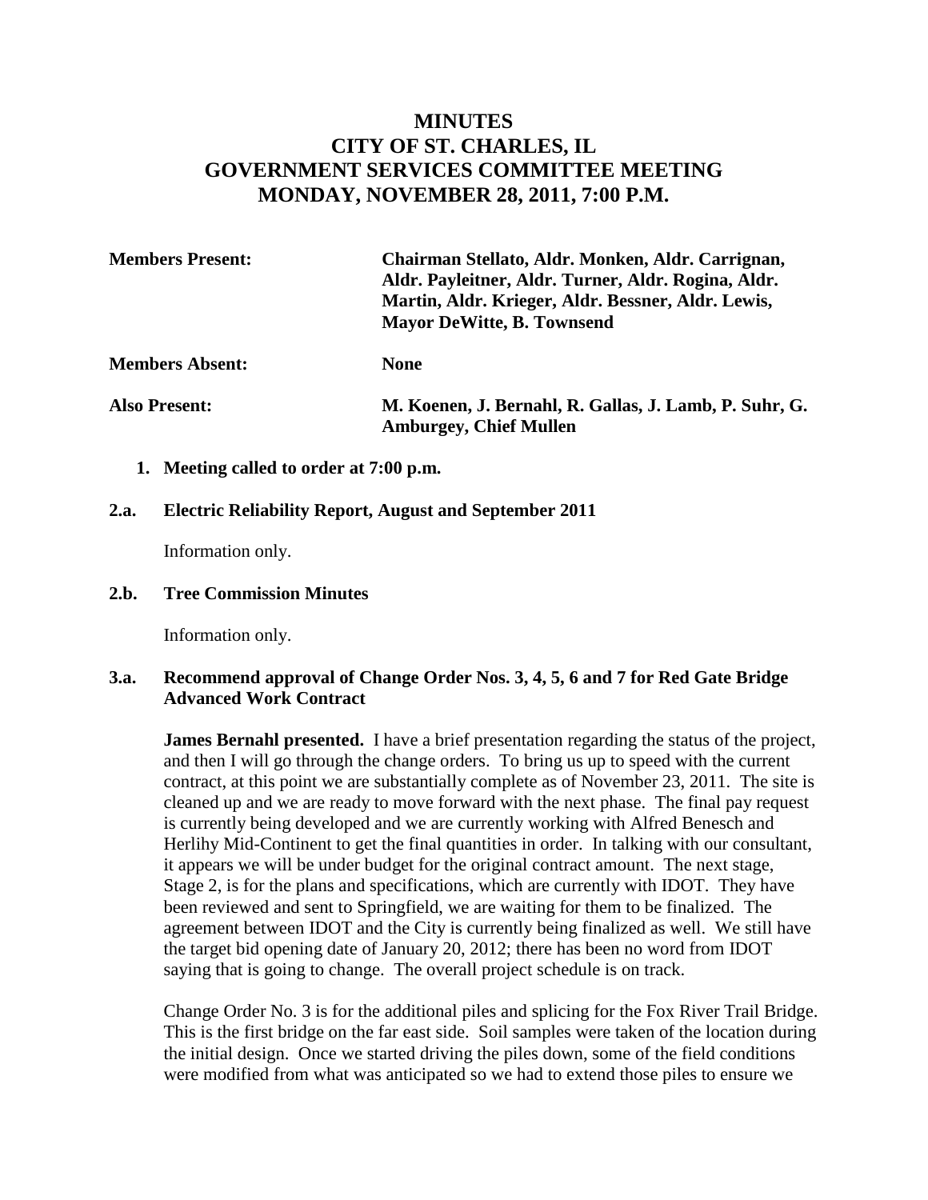# MINUTES
# CITY OF ST. CHARLES, IL
# GOVERNMENT SERVICES COMMITTEE MEETING
# MONDAY, NOVEMBER 28, 2011, 7:00 P.M.

**Members Present:** **Chairman Stellato, Aldr. Monken, Aldr. Carrignan, Aldr. Payleitner, Aldr. Turner, Aldr. Rogina, Aldr. Martin, Aldr. Krieger, Aldr. Bessner, Aldr. Lewis, Mayor DeWitte, B. Townsend**

**Members Absent:** **None**

**Also Present:** **M. Koenen, J. Bernahl, R. Gallas, J. Lamb, P. Suhr, G. Amburgey, Chief Mullen**

**1. Meeting called to order at 7:00 p.m.**

**2.a. Electric Reliability Report, August and September 2011**

Information only.

**2.b. Tree Commission Minutes**

Information only.

**3.a. Recommend approval of Change Order Nos. 3, 4, 5, 6 and 7 for Red Gate Bridge Advanced Work Contract**

**James Bernahl presented.** I have a brief presentation regarding the status of the project, and then I will go through the change orders. To bring us up to speed with the current contract, at this point we are substantially complete as of November 23, 2011. The site is cleaned up and we are ready to move forward with the next phase. The final pay request is currently being developed and we are currently working with Alfred Benesch and Herlihy Mid-Continent to get the final quantities in order. In talking with our consultant, it appears we will be under budget for the original contract amount. The next stage, Stage 2, is for the plans and specifications, which are currently with IDOT. They have been reviewed and sent to Springfield, we are waiting for them to be finalized. The agreement between IDOT and the City is currently being finalized as well. We still have the target bid opening date of January 20, 2012; there has been no word from IDOT saying that is going to change. The overall project schedule is on track.

Change Order No. 3 is for the additional piles and splicing for the Fox River Trail Bridge. This is the first bridge on the far east side. Soil samples were taken of the location during the initial design. Once we started driving the piles down, some of the field conditions were modified from what was anticipated so we had to extend those piles to ensure we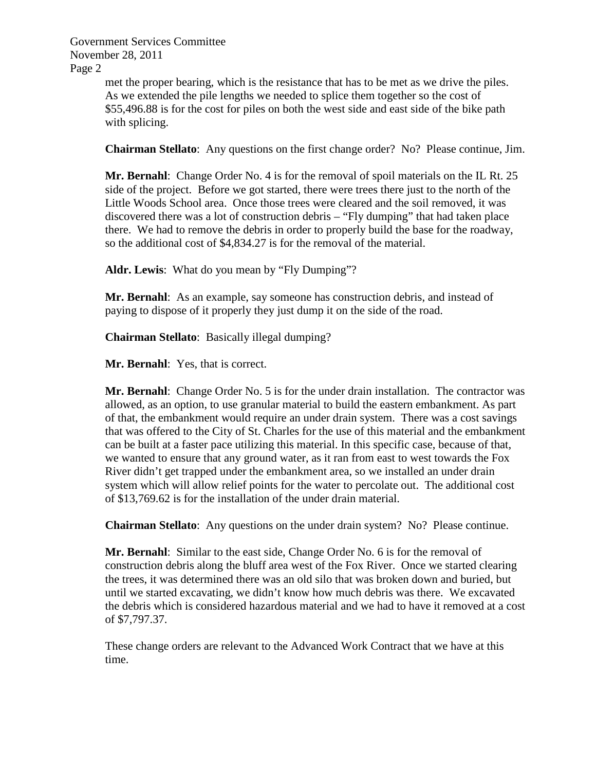met the proper bearing, which is the resistance that has to be met as we drive the piles. As we extended the pile lengths we needed to splice them together so the cost of $55,496.88 is for the cost for piles on both the west side and east side of the bike path with splicing.

**Chairman Stellato**: Any questions on the first change order? No? Please continue, Jim.

**Mr. Bernahl**: Change Order No. 4 is for the removal of spoil materials on the IL Rt. 25 side of the project. Before we got started, there were trees there just to the north of the Little Woods School area. Once those trees were cleared and the soil removed, it was discovered there was a lot of construction debris – "Fly dumping" that had taken place there. We had to remove the debris in order to properly build the base for the roadway, so the additional cost of $4,834.27 is for the removal of the material.

**Aldr. Lewis**: What do you mean by "Fly Dumping"?

**Mr. Bernahl**: As an example, say someone has construction debris, and instead of paying to dispose of it properly they just dump it on the side of the road.

**Chairman Stellato**: Basically illegal dumping?

**Mr. Bernahl**: Yes, that is correct.

**Mr. Bernahl**: Change Order No. 5 is for the under drain installation. The contractor was allowed, as an option, to use granular material to build the eastern embankment. As part of that, the embankment would require an under drain system. There was a cost savings that was offered to the City of St. Charles for the use of this material and the embankment can be built at a faster pace utilizing this material. In this specific case, because of that, we wanted to ensure that any ground water, as it ran from east to west towards the Fox River didn't get trapped under the embankment area, so we installed an under drain system which will allow relief points for the water to percolate out. The additional cost of $13,769.62 is for the installation of the under drain material.

**Chairman Stellato**: Any questions on the under drain system? No? Please continue.

**Mr. Bernahl**: Similar to the east side, Change Order No. 6 is for the removal of construction debris along the bluff area west of the Fox River. Once we started clearing the trees, it was determined there was an old silo that was broken down and buried, but until we started excavating, we didn't know how much debris was there. We excavated the debris which is considered hazardous material and we had to have it removed at a cost of $7,797.37.

These change orders are relevant to the Advanced Work Contract that we have at this time.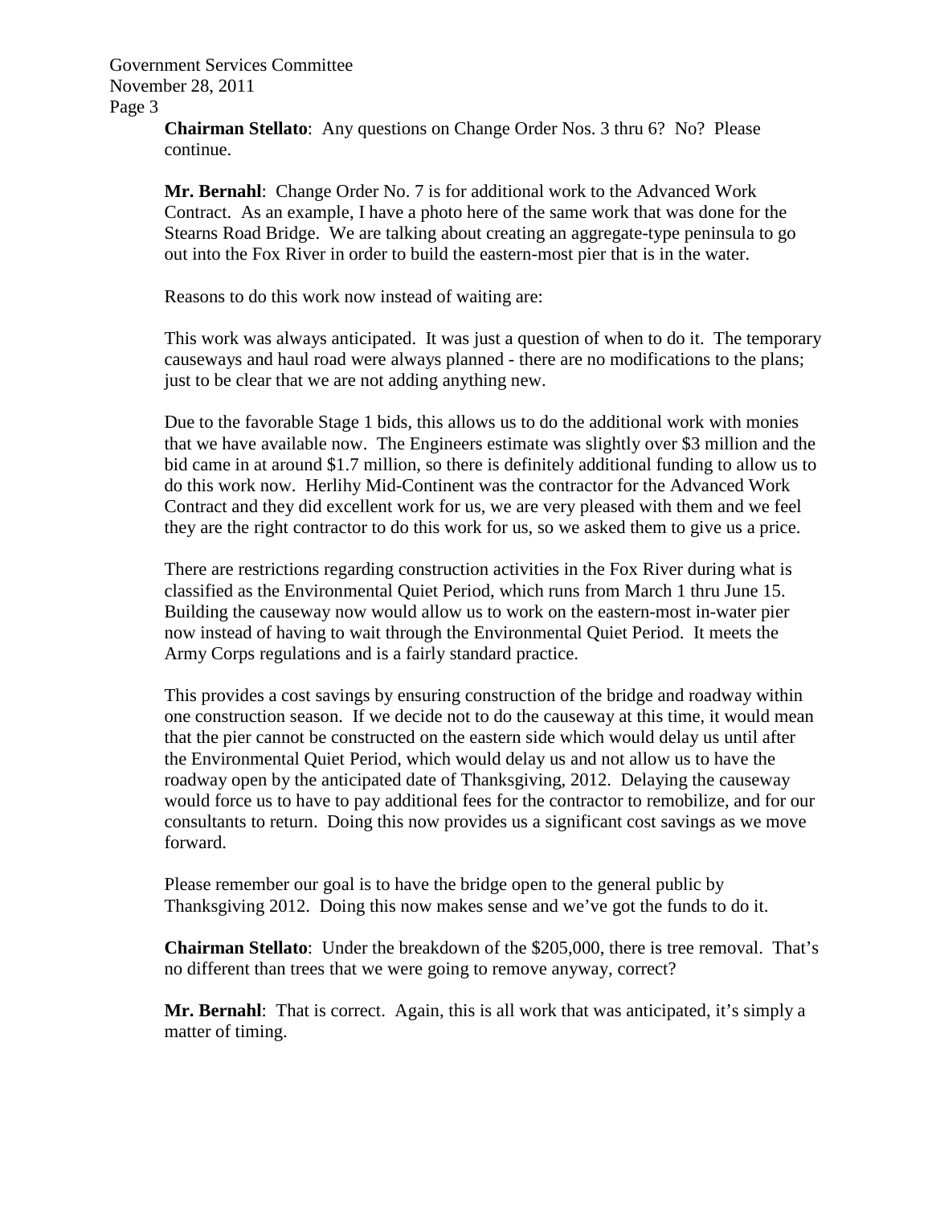**Chairman Stellato**: Any questions on Change Order Nos. 3 thru 6? No? Please continue.

**Mr. Bernahl**: Change Order No. 7 is for additional work to the Advanced Work Contract. As an example, I have a photo here of the same work that was done for the Stearns Road Bridge. We are talking about creating an aggregate-type peninsula to go out into the Fox River in order to build the eastern-most pier that is in the water.

Reasons to do this work now instead of waiting are:

This work was always anticipated. It was just a question of when to do it. The temporary causeways and haul road were always planned - there are no modifications to the plans; just to be clear that we are not adding anything new.

Due to the favorable Stage 1 bids, this allows us to do the additional work with monies that we have available now. The Engineers estimate was slightly over $3 million and the bid came in at around $1.7 million, so there is definitely additional funding to allow us to do this work now. Herlihy Mid-Continent was the contractor for the Advanced Work Contract and they did excellent work for us, we are very pleased with them and we feel they are the right contractor to do this work for us, so we asked them to give us a price.

There are restrictions regarding construction activities in the Fox River during what is classified as the Environmental Quiet Period, which runs from March 1 thru June 15. Building the causeway now would allow us to work on the eastern-most in-water pier now instead of having to wait through the Environmental Quiet Period. It meets the Army Corps regulations and is a fairly standard practice.

This provides a cost savings by ensuring construction of the bridge and roadway within one construction season. If we decide not to do the causeway at this time, it would mean that the pier cannot be constructed on the eastern side which would delay us until after the Environmental Quiet Period, which would delay us and not allow us to have the roadway open by the anticipated date of Thanksgiving, 2012. Delaying the causeway would force us to have to pay additional fees for the contractor to remobilize, and for our consultants to return. Doing this now provides us a significant cost savings as we move forward.

Please remember our goal is to have the bridge open to the general public by Thanksgiving 2012. Doing this now makes sense and we've got the funds to do it.

**Chairman Stellato**: Under the breakdown of the $205,000, there is tree removal. That's no different than trees that we were going to remove anyway, correct?

**Mr. Bernahl**: That is correct. Again, this is all work that was anticipated, it's simply a matter of timing.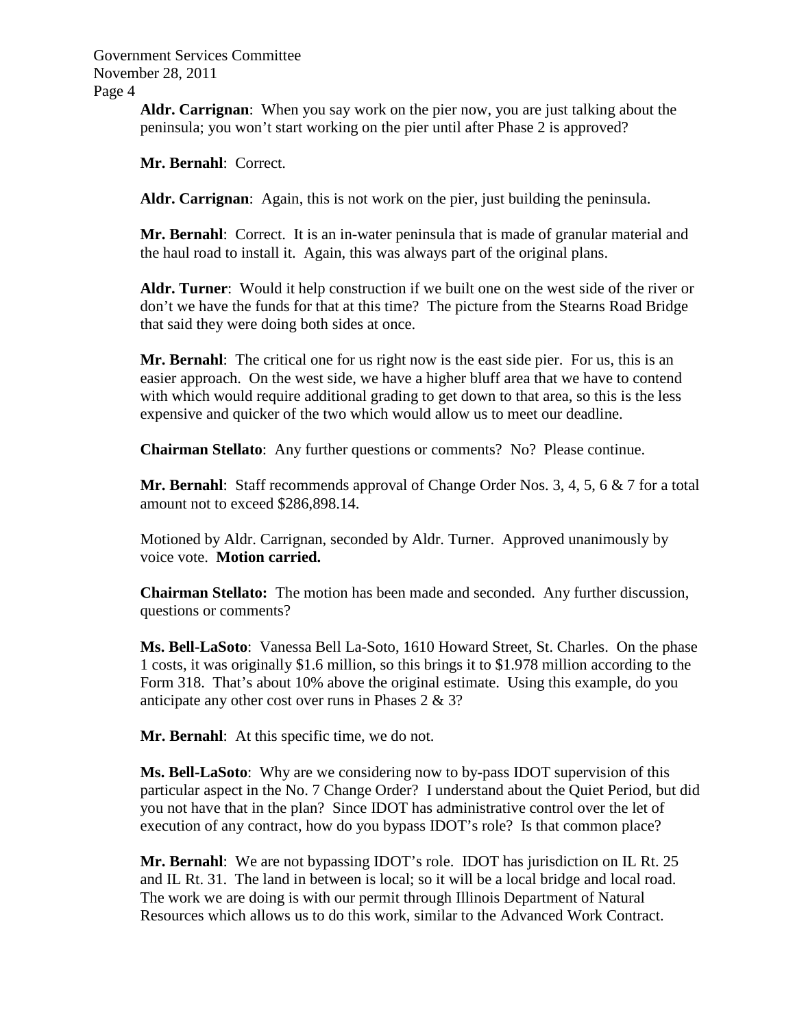**Aldr. Carrignan**: When you say work on the pier now, you are just talking about the peninsula; you won't start working on the pier until after Phase 2 is approved?

**Mr. Bernahl**: Correct.

**Aldr. Carrignan**: Again, this is not work on the pier, just building the peninsula.

**Mr. Bernahl**: Correct. It is an in-water peninsula that is made of granular material and the haul road to install it. Again, this was always part of the original plans.

**Aldr. Turner**: Would it help construction if we built one on the west side of the river or don't we have the funds for that at this time? The picture from the Stearns Road Bridge that said they were doing both sides at once.

**Mr. Bernahl**: The critical one for us right now is the east side pier. For us, this is an easier approach. On the west side, we have a higher bluff area that we have to contend with which would require additional grading to get down to that area, so this is the less expensive and quicker of the two which would allow us to meet our deadline.

**Chairman Stellato**: Any further questions or comments? No? Please continue.

**Mr. Bernahl**: Staff recommends approval of Change Order Nos. 3, 4, 5, 6 & 7 for a total amount not to exceed $286,898.14.

Motioned by Aldr. Carrignan, seconded by Aldr. Turner. Approved unanimously by voice vote. **Motion carried.**

**Chairman Stellato:** The motion has been made and seconded. Any further discussion, questions or comments?

**Ms. Bell-LaSoto**: Vanessa Bell La-Soto, 1610 Howard Street, St. Charles. On the phase 1 costs, it was originally $1.6 million, so this brings it to $1.978 million according to the Form 318. That's about 10% above the original estimate. Using this example, do you anticipate any other cost over runs in Phases 2 & 3?

**Mr. Bernahl**: At this specific time, we do not.

**Ms. Bell-LaSoto**: Why are we considering now to by-pass IDOT supervision of this particular aspect in the No. 7 Change Order? I understand about the Quiet Period, but did you not have that in the plan? Since IDOT has administrative control over the let of execution of any contract, how do you bypass IDOT's role? Is that common place?

**Mr. Bernahl**: We are not bypassing IDOT's role. IDOT has jurisdiction on IL Rt. 25 and IL Rt. 31. The land in between is local; so it will be a local bridge and local road. The work we are doing is with our permit through Illinois Department of Natural Resources which allows us to do this work, similar to the Advanced Work Contract.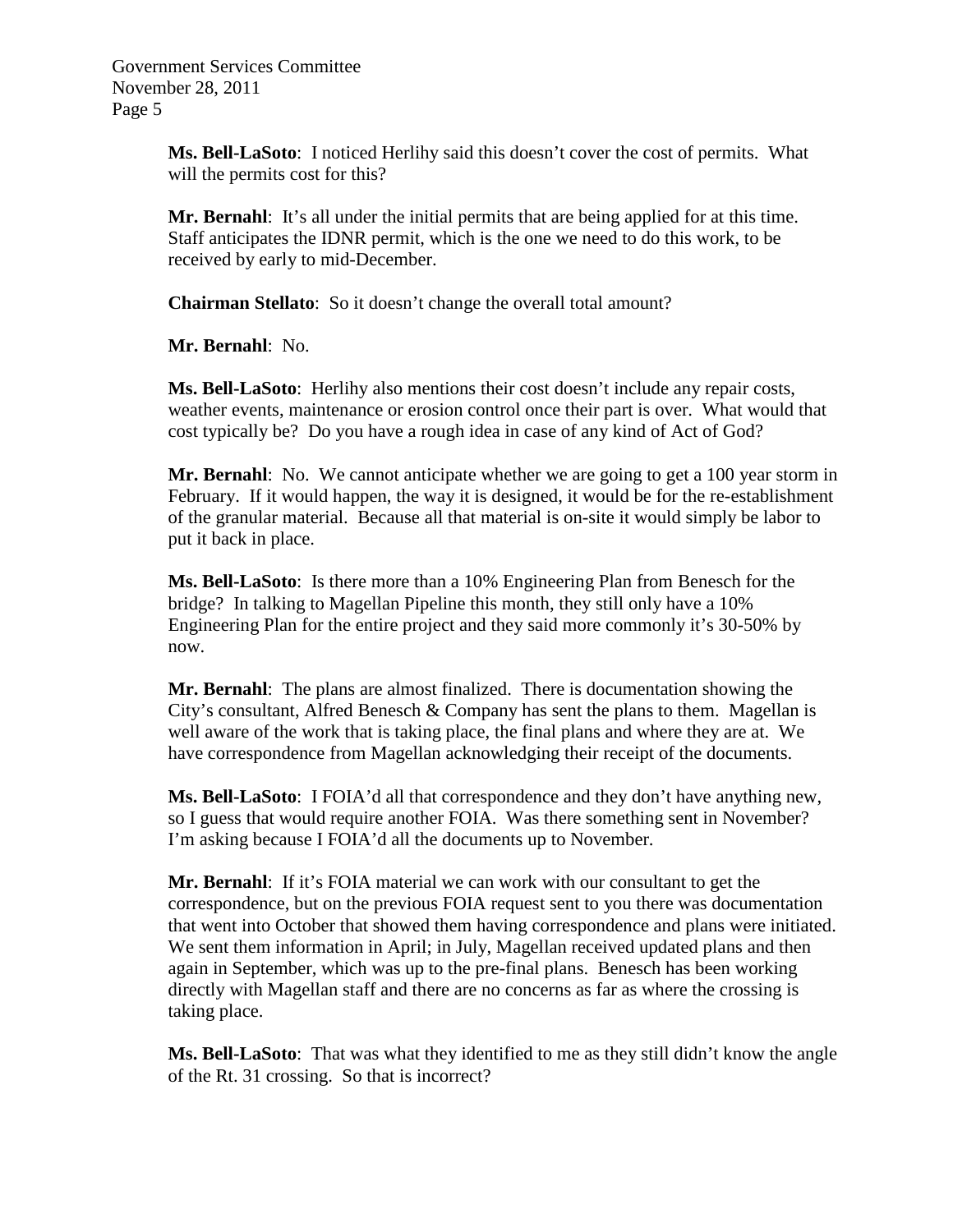**Ms. Bell-LaSoto**: I noticed Herlihy said this doesn't cover the cost of permits. What will the permits cost for this?

**Mr. Bernahl**: It's all under the initial permits that are being applied for at this time. Staff anticipates the IDNR permit, which is the one we need to do this work, to be received by early to mid-December.

**Chairman Stellato**: So it doesn't change the overall total amount?

**Mr. Bernahl**: No.

**Ms. Bell-LaSoto**: Herlihy also mentions their cost doesn't include any repair costs, weather events, maintenance or erosion control once their part is over. What would that cost typically be? Do you have a rough idea in case of any kind of Act of God?

**Mr. Bernahl**: No. We cannot anticipate whether we are going to get a 100 year storm in February. If it would happen, the way it is designed, it would be for the re-establishment of the granular material. Because all that material is on-site it would simply be labor to put it back in place.

**Ms. Bell-LaSoto**: Is there more than a 10% Engineering Plan from Benesch for the bridge? In talking to Magellan Pipeline this month, they still only have a 10% Engineering Plan for the entire project and they said more commonly it's 30-50% by now.

**Mr. Bernahl**: The plans are almost finalized. There is documentation showing the City's consultant, Alfred Benesch & Company has sent the plans to them. Magellan is well aware of the work that is taking place, the final plans and where they are at. We have correspondence from Magellan acknowledging their receipt of the documents.

**Ms. Bell-LaSoto**: I FOIA'd all that correspondence and they don't have anything new, so I guess that would require another FOIA. Was there something sent in November? I'm asking because I FOIA'd all the documents up to November.

**Mr. Bernahl**: If it's FOIA material we can work with our consultant to get the correspondence, but on the previous FOIA request sent to you there was documentation that went into October that showed them having correspondence and plans were initiated. We sent them information in April; in July, Magellan received updated plans and then again in September, which was up to the pre-final plans. Benesch has been working directly with Magellan staff and there are no concerns as far as where the crossing is taking place.

**Ms. Bell-LaSoto**: That was what they identified to me as they still didn't know the angle of the Rt. 31 crossing. So that is incorrect?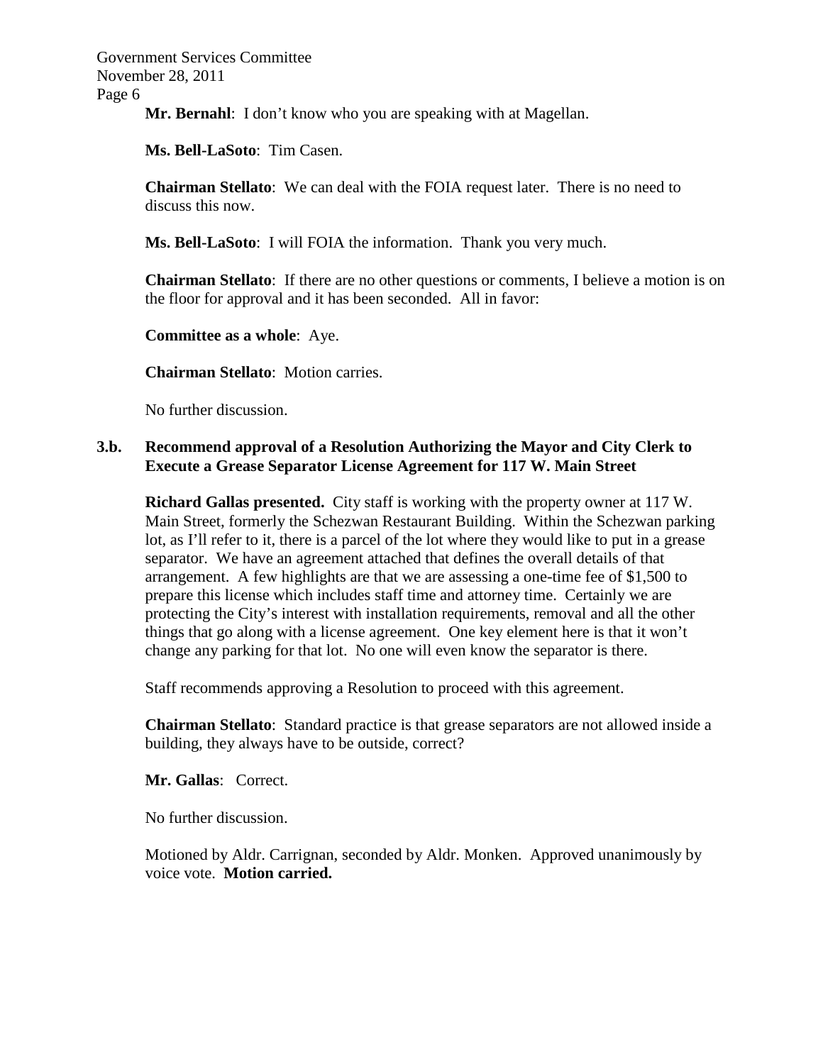**Mr. Bernahl**: I don't know who you are speaking with at Magellan.

**Ms. Bell-LaSoto**: Tim Casen.

**Chairman Stellato**: We can deal with the FOIA request later. There is no need to discuss this now.

**Ms. Bell-LaSoto**: I will FOIA the information. Thank you very much.

**Chairman Stellato**: If there are no other questions or comments, I believe a motion is on the floor for approval and it has been seconded. All in favor:

**Committee as a whole**: Aye.

**Chairman Stellato**: Motion carries.

No further discussion.

**3.b. Recommend approval of a Resolution Authorizing the Mayor and City Clerk to Execute a Grease Separator License Agreement for 117 W. Main Street**

**Richard Gallas presented.** City staff is working with the property owner at 117 W. Main Street, formerly the Schezwan Restaurant Building. Within the Schezwan parking lot, as I'll refer to it, there is a parcel of the lot where they would like to put in a grease separator. We have an agreement attached that defines the overall details of that arrangement. A few highlights are that we are assessing a one-time fee of $1,500 to prepare this license which includes staff time and attorney time. Certainly we are protecting the City's interest with installation requirements, removal and all the other things that go along with a license agreement. One key element here is that it won't change any parking for that lot. No one will even know the separator is there.

Staff recommends approving a Resolution to proceed with this agreement.

**Chairman Stellato**: Standard practice is that grease separators are not allowed inside a building, they always have to be outside, correct?

**Mr. Gallas**: Correct.

No further discussion.

Motioned by Aldr. Carrignan, seconded by Aldr. Monken. Approved unanimously by voice vote. **Motion carried.**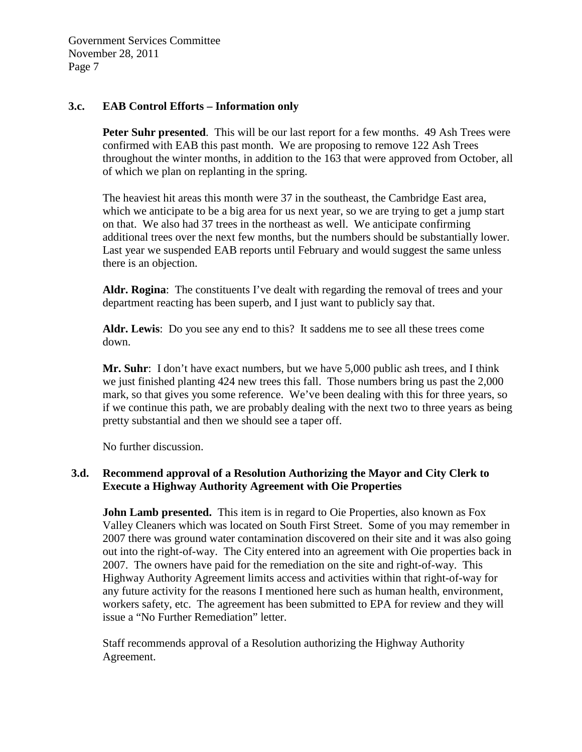### 3.c. EAB Control Efforts – Information only

**Peter Suhr presented**. This will be our last report for a few months. 49 Ash Trees were confirmed with EAB this past month. We are proposing to remove 122 Ash Trees throughout the winter months, in addition to the 163 that were approved from October, all of which we plan on replanting in the spring.

The heaviest hit areas this month were 37 in the southeast, the Cambridge East area, which we anticipate to be a big area for us next year, so we are trying to get a jump start on that. We also had 37 trees in the northeast as well. We anticipate confirming additional trees over the next few months, but the numbers should be substantially lower. Last year we suspended EAB reports until February and would suggest the same unless there is an objection.

**Aldr. Rogina**: The constituents I've dealt with regarding the removal of trees and your department reacting has been superb, and I just want to publicly say that.

**Aldr. Lewis**: Do you see any end to this? It saddens me to see all these trees come down.

**Mr. Suhr**: I don't have exact numbers, but we have 5,000 public ash trees, and I think we just finished planting 424 new trees this fall. Those numbers bring us past the 2,000 mark, so that gives you some reference. We've been dealing with this for three years, so if we continue this path, we are probably dealing with the next two to three years as being pretty substantial and then we should see a taper off.

No further discussion.

### 3.d. Recommend approval of a Resolution Authorizing the Mayor and City Clerk to Execute a Highway Authority Agreement with Oie Properties

**John Lamb presented.** This item is in regard to Oie Properties, also known as Fox Valley Cleaners which was located on South First Street. Some of you may remember in 2007 there was ground water contamination discovered on their site and it was also going out into the right-of-way. The City entered into an agreement with Oie properties back in 2007. The owners have paid for the remediation on the site and right-of-way. This Highway Authority Agreement limits access and activities within that right-of-way for any future activity for the reasons I mentioned here such as human health, environment, workers safety, etc. The agreement has been submitted to EPA for review and they will issue a "No Further Remediation" letter.

Staff recommends approval of a Resolution authorizing the Highway Authority Agreement.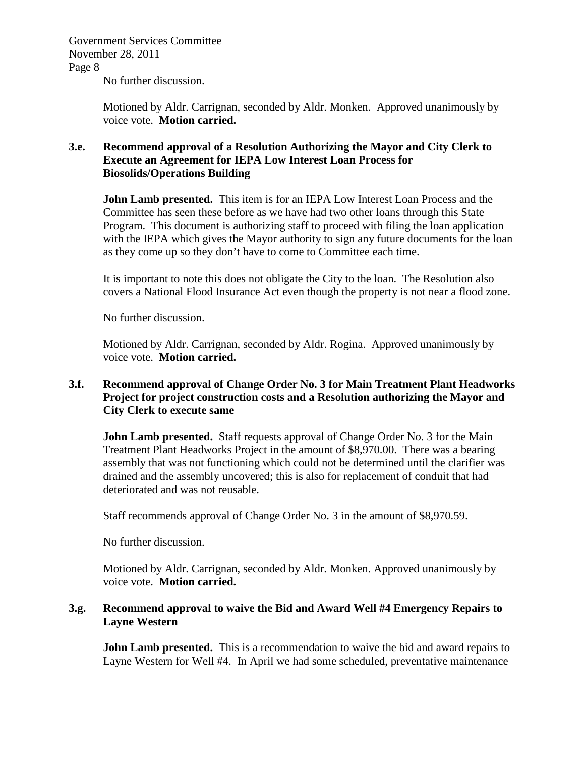No further discussion.

Motioned by Aldr. Carrignan, seconded by Aldr. Monken. Approved unanimously by voice vote. **Motion carried.**

**3.e. Recommend approval of a Resolution Authorizing the Mayor and City Clerk to Execute an Agreement for IEPA Low Interest Loan Process for Biosolids/Operations Building**

**John Lamb presented.** This item is for an IEPA Low Interest Loan Process and the Committee has seen these before as we have had two other loans through this State Program. This document is authorizing staff to proceed with filing the loan application with the IEPA which gives the Mayor authority to sign any future documents for the loan as they come up so they don't have to come to Committee each time.

It is important to note this does not obligate the City to the loan. The Resolution also covers a National Flood Insurance Act even though the property is not near a flood zone.

No further discussion.

Motioned by Aldr. Carrignan, seconded by Aldr. Rogina. Approved unanimously by voice vote. **Motion carried.**

**3.f. Recommend approval of Change Order No. 3 for Main Treatment Plant Headworks Project for project construction costs and a Resolution authorizing the Mayor and City Clerk to execute same**

**John Lamb presented.** Staff requests approval of Change Order No. 3 for the Main Treatment Plant Headworks Project in the amount of $8,970.00. There was a bearing assembly that was not functioning which could not be determined until the clarifier was drained and the assembly uncovered; this is also for replacement of conduit that had deteriorated and was not reusable.

Staff recommends approval of Change Order No. 3 in the amount of $8,970.59.

No further discussion.

Motioned by Aldr. Carrignan, seconded by Aldr. Monken. Approved unanimously by voice vote. **Motion carried.**

**3.g. Recommend approval to waive the Bid and Award Well #4 Emergency Repairs to Layne Western**

**John Lamb presented.** This is a recommendation to waive the bid and award repairs to Layne Western for Well #4. In April we had some scheduled, preventative maintenance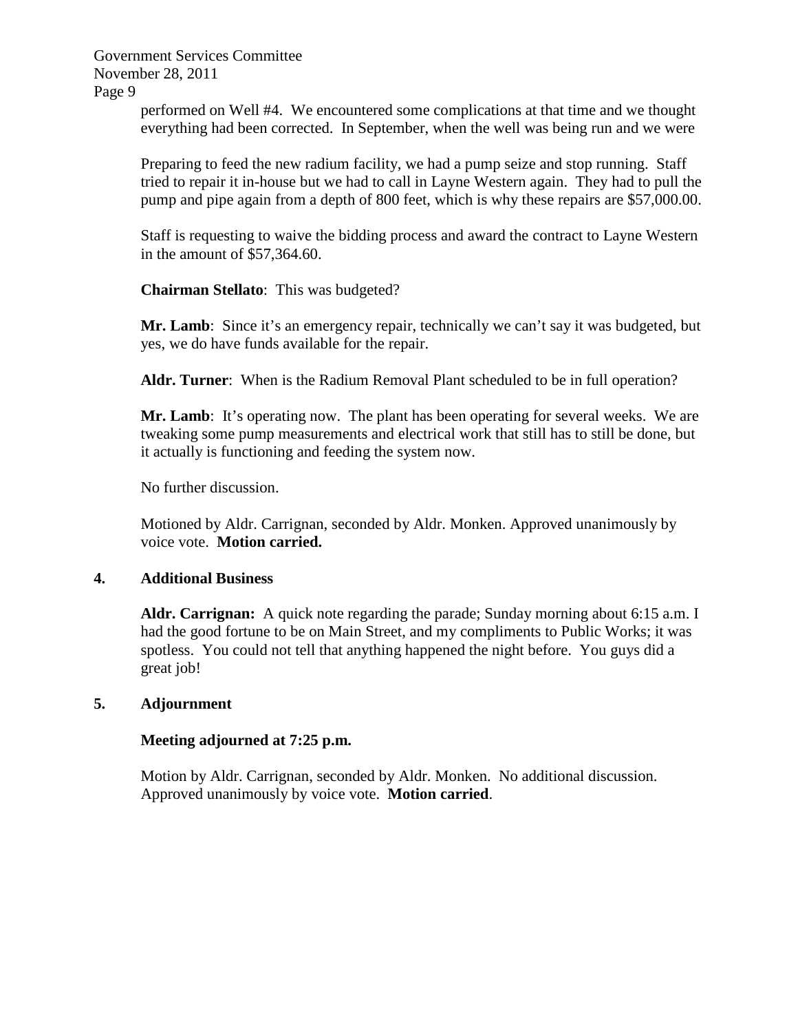performed on Well #4. We encountered some complications at that time and we thought everything had been corrected. In September, when the well was being run and we were

Preparing to feed the new radium facility, we had a pump seize and stop running. Staff tried to repair it in-house but we had to call in Layne Western again. They had to pull the pump and pipe again from a depth of 800 feet, which is why these repairs are $57,000.00.

Staff is requesting to waive the bidding process and award the contract to Layne Western in the amount of $57,364.60.

**Chairman Stellato**: This was budgeted?

**Mr. Lamb**: Since it's an emergency repair, technically we can't say it was budgeted, but yes, we do have funds available for the repair.

**Aldr. Turner**: When is the Radium Removal Plant scheduled to be in full operation?

**Mr. Lamb**: It's operating now. The plant has been operating for several weeks. We are tweaking some pump measurements and electrical work that still has to still be done, but it actually is functioning and feeding the system now.

No further discussion.

Motioned by Aldr. Carrignan, seconded by Aldr. Monken. Approved unanimously by voice vote. **Motion carried.**

**4. Additional Business**

**Aldr. Carrignan:** A quick note regarding the parade; Sunday morning about 6:15 a.m. I had the good fortune to be on Main Street, and my compliments to Public Works; it was spotless. You could not tell that anything happened the night before. You guys did a great job!

**5. Adjournment**

**Meeting adjourned at 7:25 p.m.**

Motion by Aldr. Carrignan, seconded by Aldr. Monken. No additional discussion. Approved unanimously by voice vote. **Motion carried**.